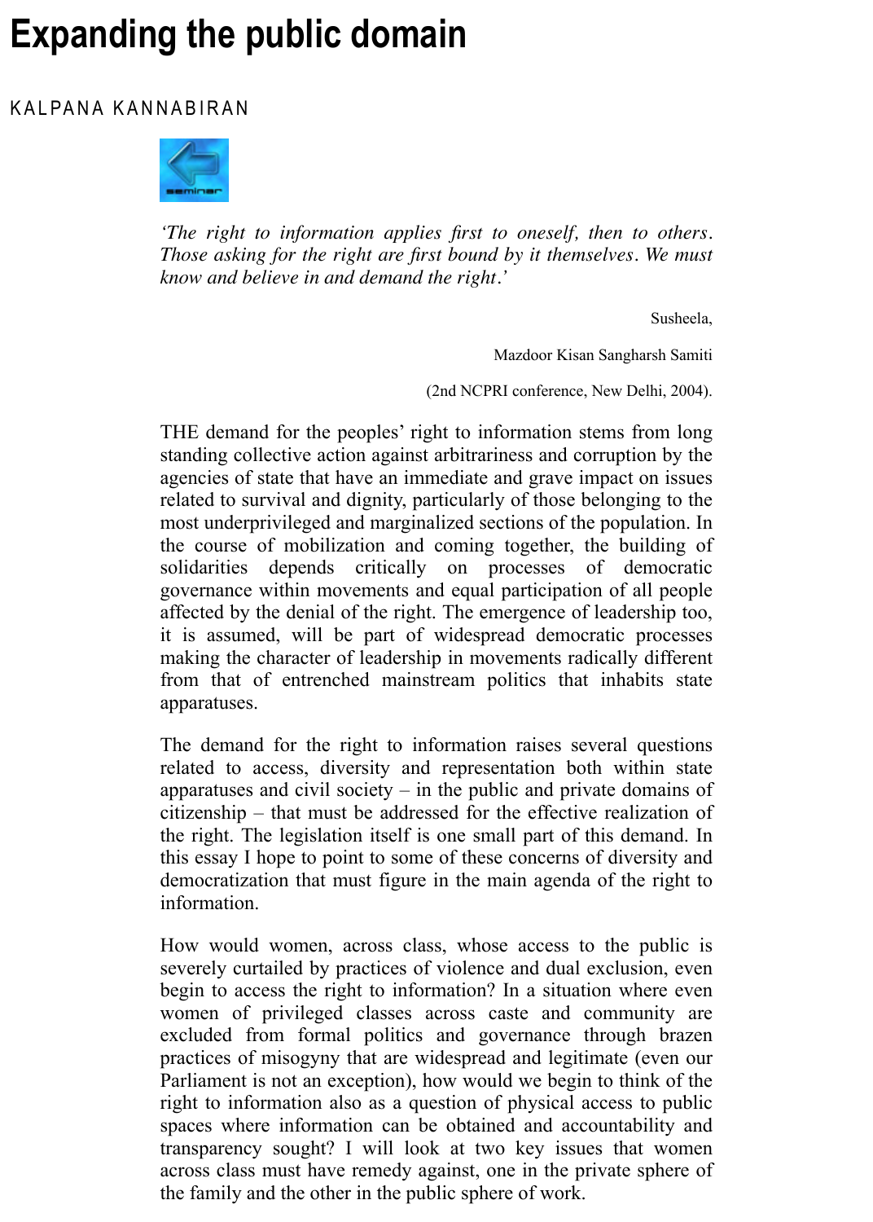# Expanding the public domain

KALPANA KANNABIRAN

*'The right to information applies first to oneself, then to others. Those asking for the right are first bound by it themselves. We must know and believe in and demand the right.'*

Susheela,

Mazdoor Kisan Sangharsh Samiti

(2nd NCPRI conference, New Delhi, 2004).

THE demand for the peoples' right to information stems from long standing collective action against arbitrariness and corruption by the agencies of state that have an immediate and grave impact on issues related to survival and dignity, particularly of those belonging to the most underprivileged and marginalized sections of the population. In the course of mobilization and coming together, the building of solidarities depends critically on processes of democratic governance within movements and equal participation of all people affected by the denial of the right. The emergence of leadership too, it is assumed, will be part of widespread democratic processes making the character of leadership in movements radically different from that of entrenched mainstream politics that inhabits state apparatuses.

The demand for the right to information raises several questions related to access, diversity and representation both within state apparatuses and civil society – in the public and private domains of citizenship – that must be addressed for the effective realization of the right. The legislation itself is one small part of this demand. In this essay I hope to point to some of these concerns of diversity and democratization that must figure in the main agenda of the right to information.

How would women, across class, whose access to the public is severely curtailed by practices of violence and dual exclusion, even begin to access the right to information? In a situation where even women of privileged classes across caste and community are excluded from formal politics and governance through brazen practices of misogyny that are widespread and legitimate (even our Parliament is not an exception), how would we begin to think of the right to information also as a question of physical access to public spaces where information can be obtained and accountability and transparency sought? I will look at two key issues that women across class must have remedy against, one in the private sphere of the family and the other in the public sphere of work.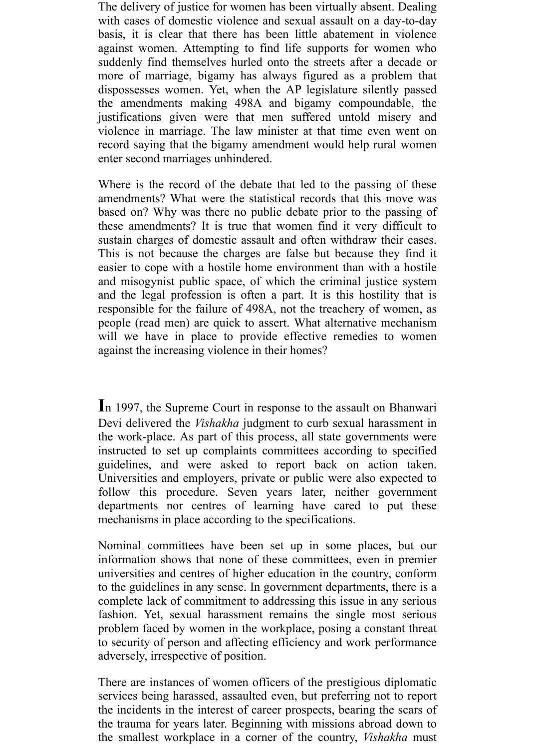The delivery of justice for women has been virtually absent. Dealing with cases of domestic violence and sexual assault on a day-to-day basis, it is clear that there has been little abatement in violence against women. Attempting to find life supports for women who suddenly find themselves hurled onto the streets after a decade or more of marriage, bigamy has always figured as a problem that dispossesses women. Yet, when the AP legislature silently passed the amendments making 498A and bigamy compoundable, the justifications given were that men suffered untold misery and violence in marriage. The law minister at that time even went on record saying that the bigamy amendment would help rural women enter second marriages unhindered.

Where is the record of the debate that led to the passing of these amendments? What were the statistical records that this move was based on? Why was there no public debate prior to the passing of these amendments? It is true that women find it very difficult to sustain charges of domestic assault and often withdraw their cases. This is not because the charges are false but because they find it easier to cope with a hostile home environment than with a hostile and misogynist public space, of which the criminal justice system and the legal profession is often a part. It is this hostility that is responsible for the failure of 498A, not the treachery of women, as people (read men) are quick to assert. What alternative mechanism will we have in place to provide effective remedies to women against the increasing violence in their homes?

In 1997, the Supreme Court in response to the assault on Bhanwari Devi delivered the *Vishakha* judgment to curb sexual harassment in the work-place. As part of this process, all state governments were instructed to set up complaints committees according to specified guidelines, and were asked to report back on action taken. Universities and employers, private or public were also expected to follow this procedure. Seven years later, neither government departments nor centres of learning have cared to put these mechanisms in place according to the specifications.

Nominal committees have been set up in some places, but our information shows that none of these committees, even in premier universities and centres of higher education in the country, conform to the guidelines in any sense. In government departments, there is a complete lack of commitment to addressing this issue in any serious fashion. Yet, sexual harassment remains the single most serious problem faced by women in the workplace, posing a constant threat to security of person and affecting efficiency and work performance adversely, irrespective of position.

There are instances of women officers of the prestigious diplomatic services being harassed, assaulted even, but preferring not to report the incidents in the interest of career prospects, bearing the scars of the trauma for years later. Beginning with missions abroad down to the smallest workplace in a corner of the country, *Vishakha* must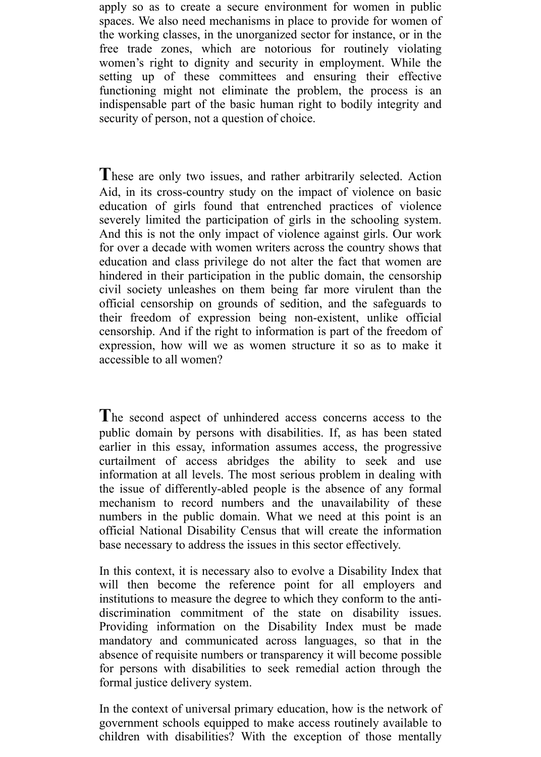apply so as to create a secure environment for women in public spaces. We also need mechanisms in place to provide for women of the working classes, in the unorganized sector for instance, or in the free trade zones, which are notorious for routinely violating women's right to dignity and security in employment. While the setting up of these committees and ensuring their effective functioning might not eliminate the problem, the process is an indispensable part of the basic human right to bodily integrity and security of person, not a question of choice.

These are only two issues, and rather arbitrarily selected. Action Aid, in its cross-country study on the impact of violence on basic education of girls found that entrenched practices of violence severely limited the participation of girls in the schooling system. And this is not the only impact of violence against girls. Our work for over a decade with women writers across the country shows that education and class privilege do not alter the fact that women are hindered in their participation in the public domain, the censorship civil society unleashes on them being far more virulent than the official censorship on grounds of sedition, and the safeguards to their freedom of expression being non-existent, unlike official censorship. And if the right to information is part of the freedom of expression, how will we as women structure it so as to make it accessible to all women?

The second aspect of unhindered access concerns access to the public domain by persons with disabilities. If, as has been stated earlier in this essay, information assumes access, the progressive curtailment of access abridges the ability to seek and use information at all levels. The most serious problem in dealing with the issue of differently-abled people is the absence of any formal mechanism to record numbers and the unavailability of these numbers in the public domain. What we need at this point is an official National Disability Census that will create the information base necessary to address the issues in this sector effectively.

In this context, it is necessary also to evolve a Disability Index that will then become the reference point for all employers and institutions to measure the degree to which they conform to the anti-discrimination commitment of the state on disability issues. Providing information on the Disability Index must be made mandatory and communicated across languages, so that in the absence of requisite numbers or transparency it will become possible for persons with disabilities to seek remedial action through the formal justice delivery system.

In the context of universal primary education, how is the network of government schools equipped to make access routinely available to children with disabilities? With the exception of those mentally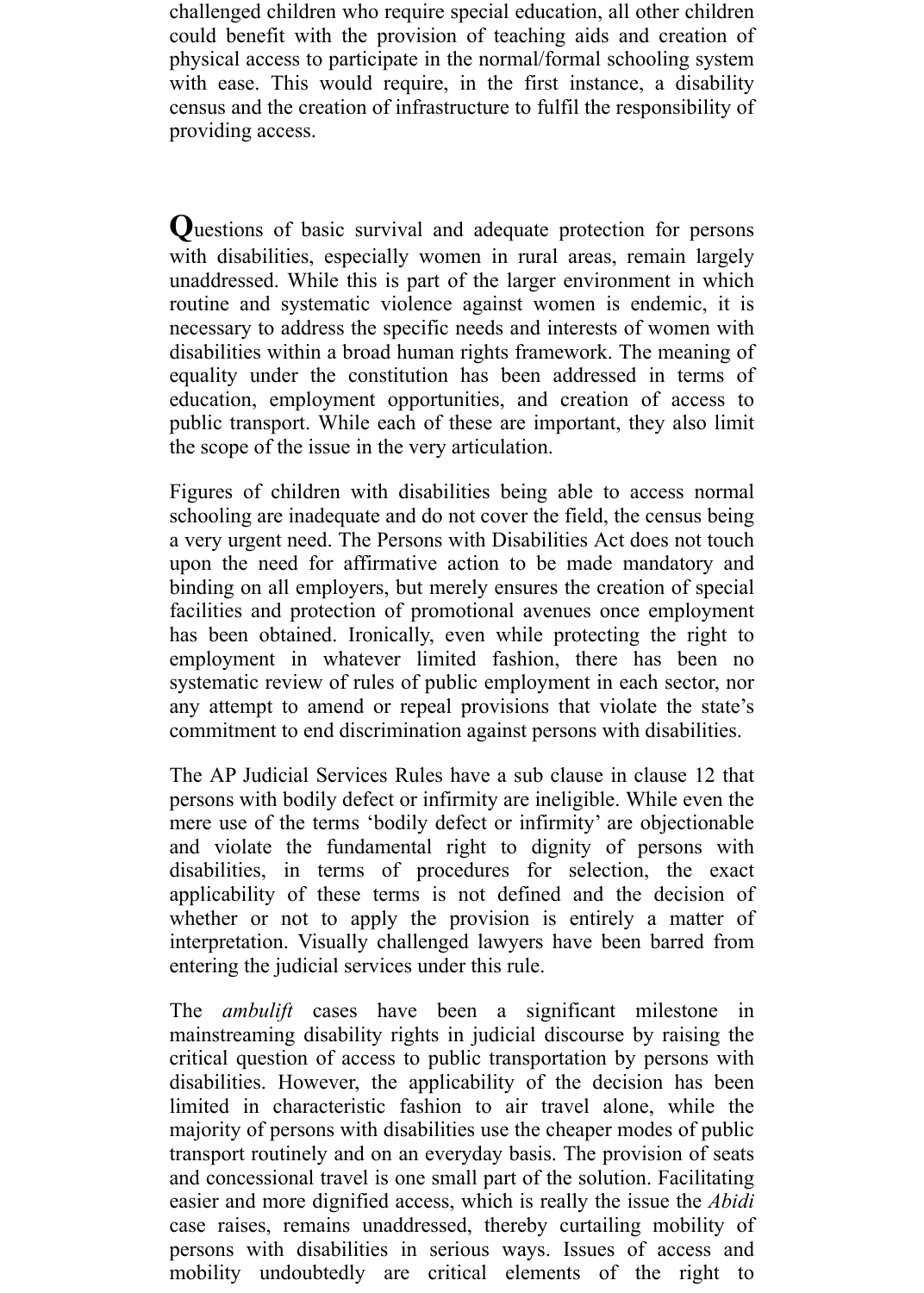challenged children who require special education, all other children could benefit with the provision of teaching aids and creation of physical access to participate in the normal/formal schooling system with ease. This would require, in the first instance, a disability census and the creation of infrastructure to fulfil the responsibility of providing access.

**Q**uestions of basic survival and adequate protection for persons with disabilities, especially women in rural areas, remain largely unaddressed. While this is part of the larger environment in which routine and systematic violence against women is endemic, it is necessary to address the specific needs and interests of women with disabilities within a broad human rights framework. The meaning of equality under the constitution has been addressed in terms of education, employment opportunities, and creation of access to public transport. While each of these are important, they also limit the scope of the issue in the very articulation.

Figures of children with disabilities being able to access normal schooling are inadequate and do not cover the field, the census being a very urgent need. The Persons with Disabilities Act does not touch upon the need for affirmative action to be made mandatory and binding on all employers, but merely ensures the creation of special facilities and protection of promotional avenues once employment has been obtained. Ironically, even while protecting the right to employment in whatever limited fashion, there has been no systematic review of rules of public employment in each sector, nor any attempt to amend or repeal provisions that violate the state's commitment to end discrimination against persons with disabilities.

The AP Judicial Services Rules have a sub clause in clause 12 that persons with bodily defect or infirmity are ineligible. While even the mere use of the terms 'bodily defect or infirmity' are objectionable and violate the fundamental right to dignity of persons with disabilities, in terms of procedures for selection, the exact applicability of these terms is not defined and the decision of whether or not to apply the provision is entirely a matter of interpretation. Visually challenged lawyers have been barred from entering the judicial services under this rule.

The *ambulift* cases have been a significant milestone in mainstreaming disability rights in judicial discourse by raising the critical question of access to public transportation by persons with disabilities. However, the applicability of the decision has been limited in characteristic fashion to air travel alone, while the majority of persons with disabilities use the cheaper modes of public transport routinely and on an everyday basis. The provision of seats and concessional travel is one small part of the solution. Facilitating easier and more dignified access, which is really the issue the *Abidi* case raises, remains unaddressed, thereby curtailing mobility of persons with disabilities in serious ways. Issues of access and mobility undoubtedly are critical elements of the right to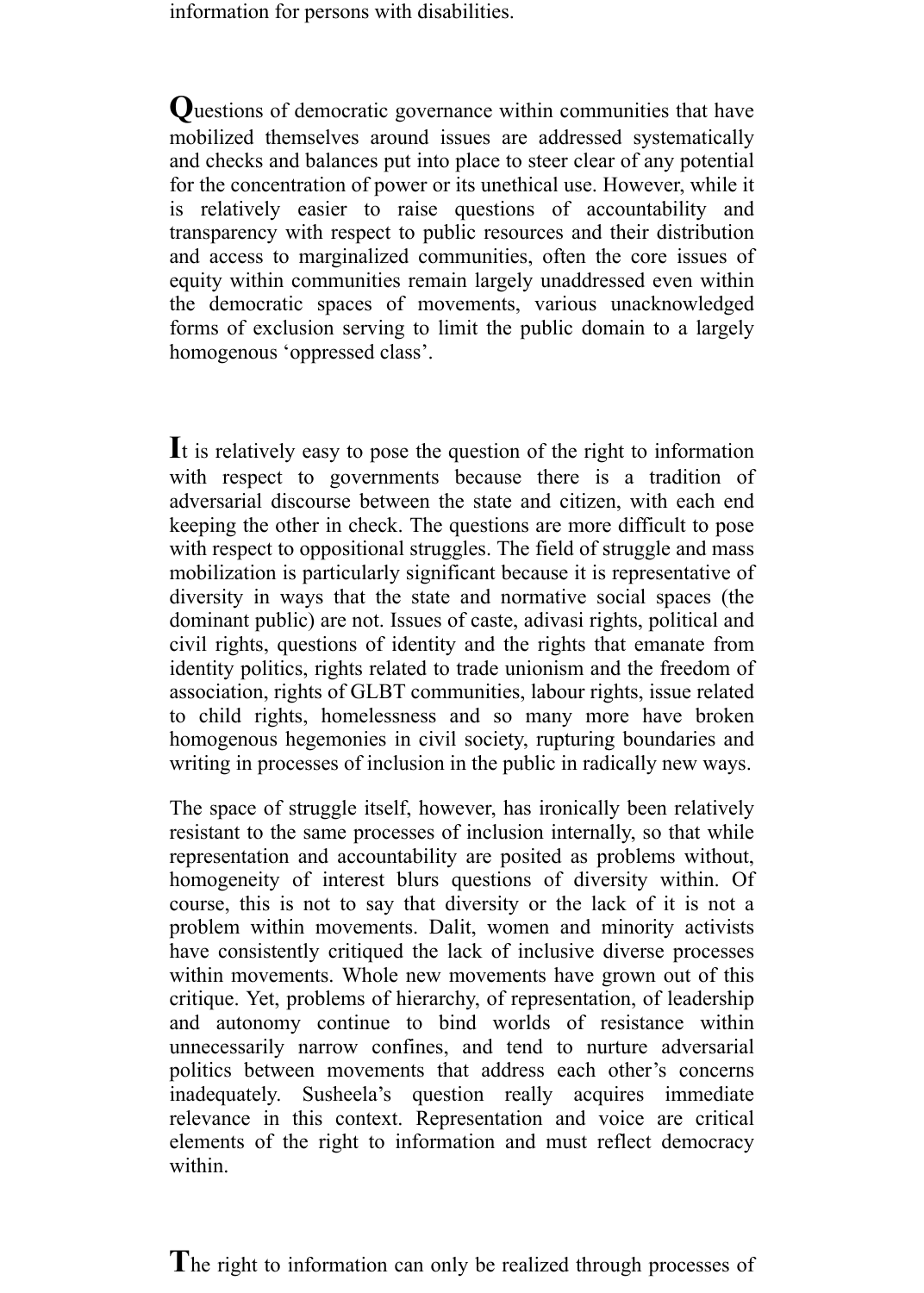information for persons with disabilities.

Questions of democratic governance within communities that have mobilized themselves around issues are addressed systematically and checks and balances put into place to steer clear of any potential for the concentration of power or its unethical use. However, while it is relatively easier to raise questions of accountability and transparency with respect to public resources and their distribution and access to marginalized communities, often the core issues of equity within communities remain largely unaddressed even within the democratic spaces of movements, various unacknowledged forms of exclusion serving to limit the public domain to a largely homogenous 'oppressed class'.

It is relatively easy to pose the question of the right to information with respect to governments because there is a tradition of adversarial discourse between the state and citizen, with each end keeping the other in check. The questions are more difficult to pose with respect to oppositional struggles. The field of struggle and mass mobilization is particularly significant because it is representative of diversity in ways that the state and normative social spaces (the dominant public) are not. Issues of caste, adivasi rights, political and civil rights, questions of identity and the rights that emanate from identity politics, rights related to trade unionism and the freedom of association, rights of GLBT communities, labour rights, issue related to child rights, homelessness and so many more have broken homogenous hegemonies in civil society, rupturing boundaries and writing in processes of inclusion in the public in radically new ways.

The space of struggle itself, however, has ironically been relatively resistant to the same processes of inclusion internally, so that while representation and accountability are posited as problems without, homogeneity of interest blurs questions of diversity within. Of course, this is not to say that diversity or the lack of it is not a problem within movements. Dalit, women and minority activists have consistently critiqued the lack of inclusive diverse processes within movements. Whole new movements have grown out of this critique. Yet, problems of hierarchy, of representation, of leadership and autonomy continue to bind worlds of resistance within unnecessarily narrow confines, and tend to nurture adversarial politics between movements that address each other's concerns inadequately. Susheela's question really acquires immediate relevance in this context. Representation and voice are critical elements of the right to information and must reflect democracy within.

The right to information can only be realized through processes of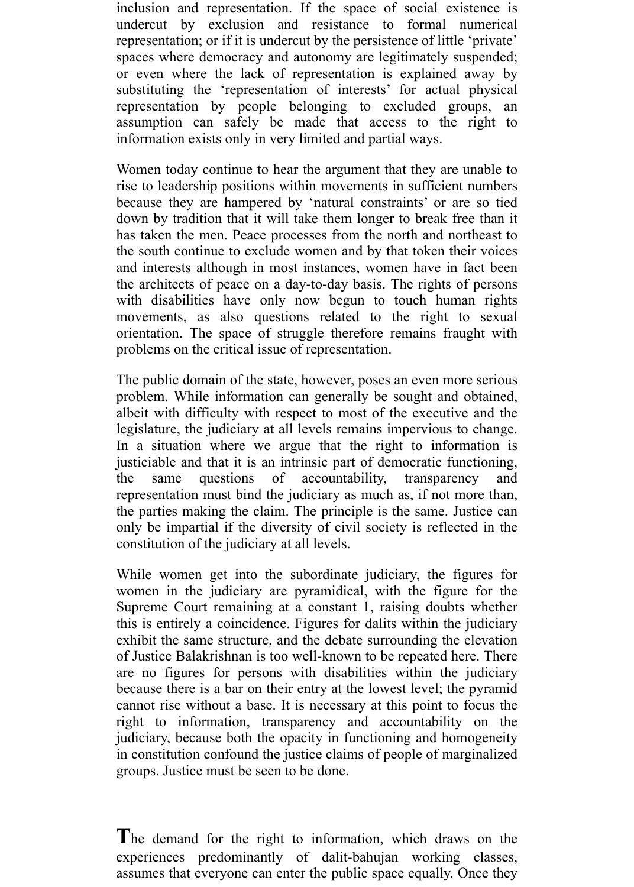inclusion and representation. If the space of social existence is undercut by exclusion and resistance to formal numerical representation; or if it is undercut by the persistence of little 'private' spaces where democracy and autonomy are legitimately suspended; or even where the lack of representation is explained away by substituting the 'representation of interests' for actual physical representation by people belonging to excluded groups, an assumption can safely be made that access to the right to information exists only in very limited and partial ways.

Women today continue to hear the argument that they are unable to rise to leadership positions within movements in sufficient numbers because they are hampered by 'natural constraints' or are so tied down by tradition that it will take them longer to break free than it has taken the men. Peace processes from the north and northeast to the south continue to exclude women and by that token their voices and interests although in most instances, women have in fact been the architects of peace on a day-to-day basis. The rights of persons with disabilities have only now begun to touch human rights movements, as also questions related to the right to sexual orientation. The space of struggle therefore remains fraught with problems on the critical issue of representation.

The public domain of the state, however, poses an even more serious problem. While information can generally be sought and obtained, albeit with difficulty with respect to most of the executive and the legislature, the judiciary at all levels remains impervious to change. In a situation where we argue that the right to information is justiciable and that it is an intrinsic part of democratic functioning, the same questions of accountability, transparency and representation must bind the judiciary as much as, if not more than, the parties making the claim. The principle is the same. Justice can only be impartial if the diversity of civil society is reflected in the constitution of the judiciary at all levels.

While women get into the subordinate judiciary, the figures for women in the judiciary are pyramidical, with the figure for the Supreme Court remaining at a constant 1, raising doubts whether this is entirely a coincidence. Figures for dalits within the judiciary exhibit the same structure, and the debate surrounding the elevation of Justice Balakrishnan is too well-known to be repeated here. There are no figures for persons with disabilities within the judiciary because there is a bar on their entry at the lowest level; the pyramid cannot rise without a base. It is necessary at this point to focus the right to information, transparency and accountability on the judiciary, because both the opacity in functioning and homogeneity in constitution confound the justice claims of people of marginalized groups. Justice must be seen to be done.

**T**he demand for the right to information, which draws on the experiences predominantly of dalit-bahujan working classes, assumes that everyone can enter the public space equally. Once they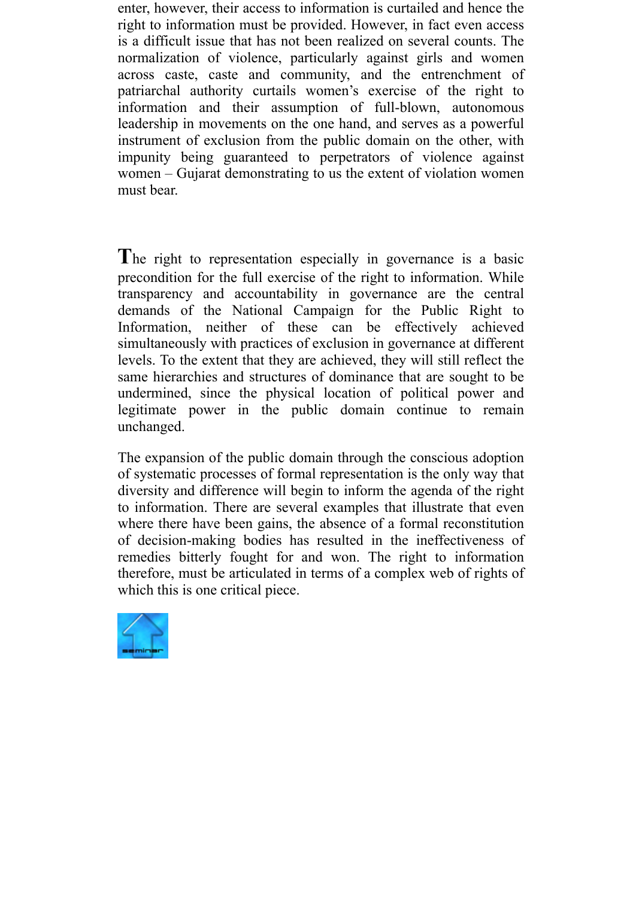enter, however, their access to information is curtailed and hence the right to information must be provided. However, in fact even access is a difficult issue that has not been realized on several counts. The normalization of violence, particularly against girls and women across caste, caste and community, and the entrenchment of patriarchal authority curtails women's exercise of the right to information and their assumption of full-blown, autonomous leadership in movements on the one hand, and serves as a powerful instrument of exclusion from the public domain on the other, with impunity being guaranteed to perpetrators of violence against women – Gujarat demonstrating to us the extent of violation women must bear.

The right to representation especially in governance is a basic precondition for the full exercise of the right to information. While transparency and accountability in governance are the central demands of the National Campaign for the Public Right to Information, neither of these can be effectively achieved simultaneously with practices of exclusion in governance at different levels. To the extent that they are achieved, they will still reflect the same hierarchies and structures of dominance that are sought to be undermined, since the physical location of political power and legitimate power in the public domain continue to remain unchanged.

The expansion of the public domain through the conscious adoption of systematic processes of formal representation is the only way that diversity and difference will begin to inform the agenda of the right to information. There are several examples that illustrate that even where there have been gains, the absence of a formal reconstitution of decision-making bodies has resulted in the ineffectiveness of remedies bitterly fought for and won. The right to information therefore, must be articulated in terms of a complex web of rights of which this is one critical piece.